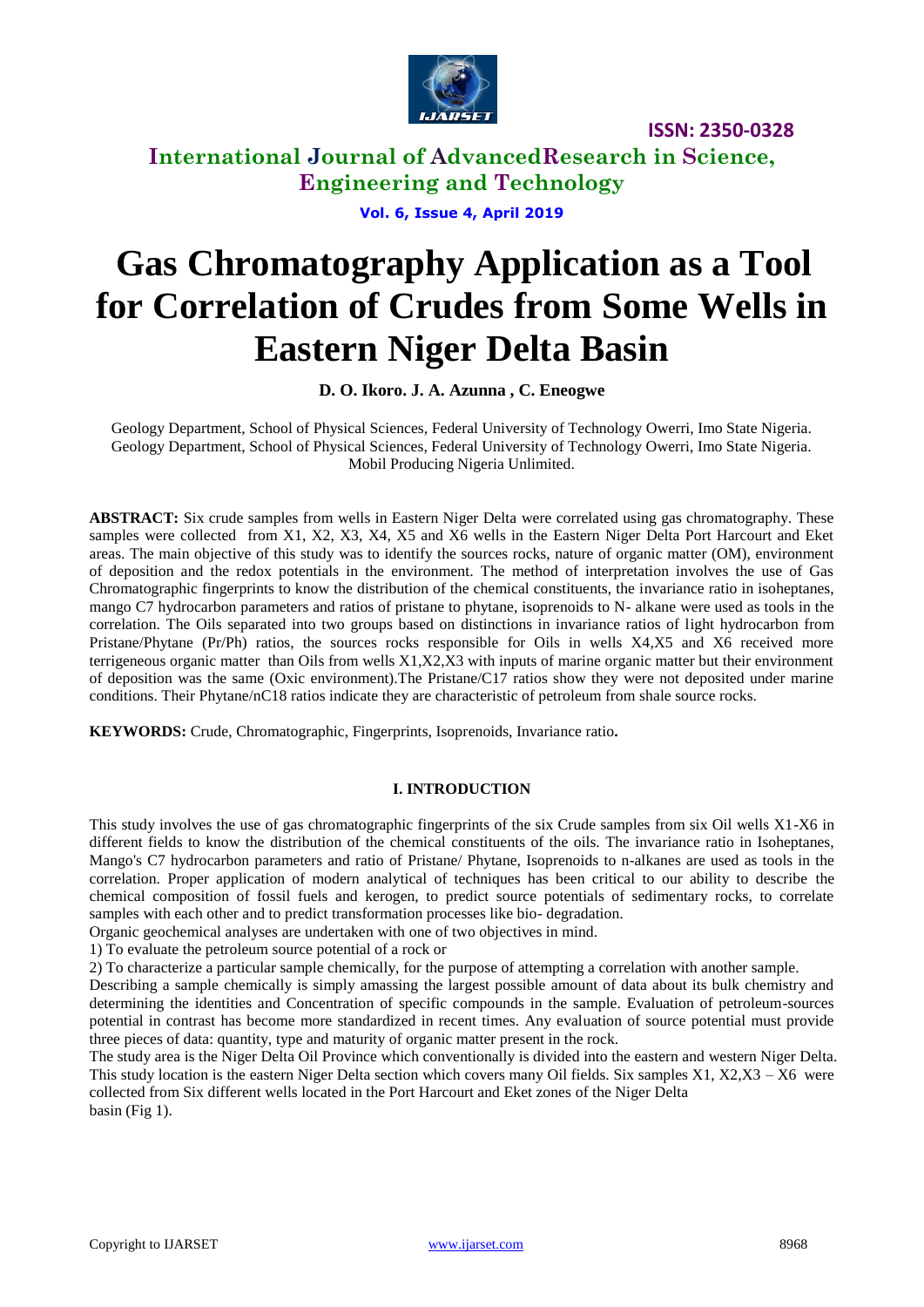# Gas Chromatography Application as a Tool for Correlation of Crudes from Some Wells in Eastern Niger Delta Basin

**D. O. Ikoro. J. A. Azunna , C. Eneogwe**

Geology Department, School of Physical Sciences, Federal University of Technology Owerri, Imo State Nigeria.
Geology Department, School of Physical Sciences, Federal University of Technology Owerri, Imo State Nigeria.
Mobil Producing Nigeria Unlimited.

**ABSTRACT:** Six crude samples from wells in Eastern Niger Delta were correlated using gas chromatography. These samples were collected from X1, X2, X3, X4, X5 and X6 wells in the Eastern Niger Delta Port Harcourt and Eket areas. The main objective of this study was to identify the sources rocks, nature of organic matter (OM), environment of deposition and the redox potentials in the environment. The method of interpretation involves the use of Gas Chromatographic fingerprints to know the distribution of the chemical constituents, the invariance ratio in isoheptanes, mango C7 hydrocarbon parameters and ratios of pristane to phytane, isoprenoids to N- alkane were used as tools in the correlation. The Oils separated into two groups based on distinctions in invariance ratios of light hydrocarbon from Pristane/Phytane (Pr/Ph) ratios, the sources rocks responsible for Oils in wells X4,X5 and X6 received more terrigeneous organic matter than Oils from wells X1,X2,X3 with inputs of marine organic matter but their environment of deposition was the same (Oxic environment).The Pristane/C17 ratios show they were not deposited under marine conditions. Their Phytane/nC18 ratios indicate they are characteristic of petroleum from shale source rocks.

**KEYWORDS:** Crude, Chromatographic, Fingerprints, Isoprenoids, Invariance ratio**.**

## I. INTRODUCTION

This study involves the use of gas chromatographic fingerprints of the six Crude samples from six Oil wells X1-X6 in different fields to know the distribution of the chemical constituents of the oils. The invariance ratio in Isoheptanes, Mango's C7 hydrocarbon parameters and ratio of Pristane/ Phytane, Isoprenoids to n-alkanes are used as tools in the correlation. Proper application of modern analytical of techniques has been critical to our ability to describe the chemical composition of fossil fuels and kerogen, to predict source potentials of sedimentary rocks, to correlate samples with each other and to predict transformation processes like bio- degradation.

Organic geochemical analyses are undertaken with one of two objectives in mind.

1) To evaluate the petroleum source potential of a rock or
2) To characterize a particular sample chemically, for the purpose of attempting a correlation with another sample.

Describing a sample chemically is simply amassing the largest possible amount of data about its bulk chemistry and determining the identities and Concentration of specific compounds in the sample. Evaluation of petroleum-sources potential in contrast has become more standardized in recent times. Any evaluation of source potential must provide three pieces of data: quantity, type and maturity of organic matter present in the rock.

The study area is the Niger Delta Oil Province which conventionally is divided into the eastern and western Niger Delta. This study location is the eastern Niger Delta section which covers many Oil fields. Six samples X1, X2,X3 – X6 were collected from Six different wells located in the Port Harcourt and Eket zones of the Niger Delta basin (Fig 1).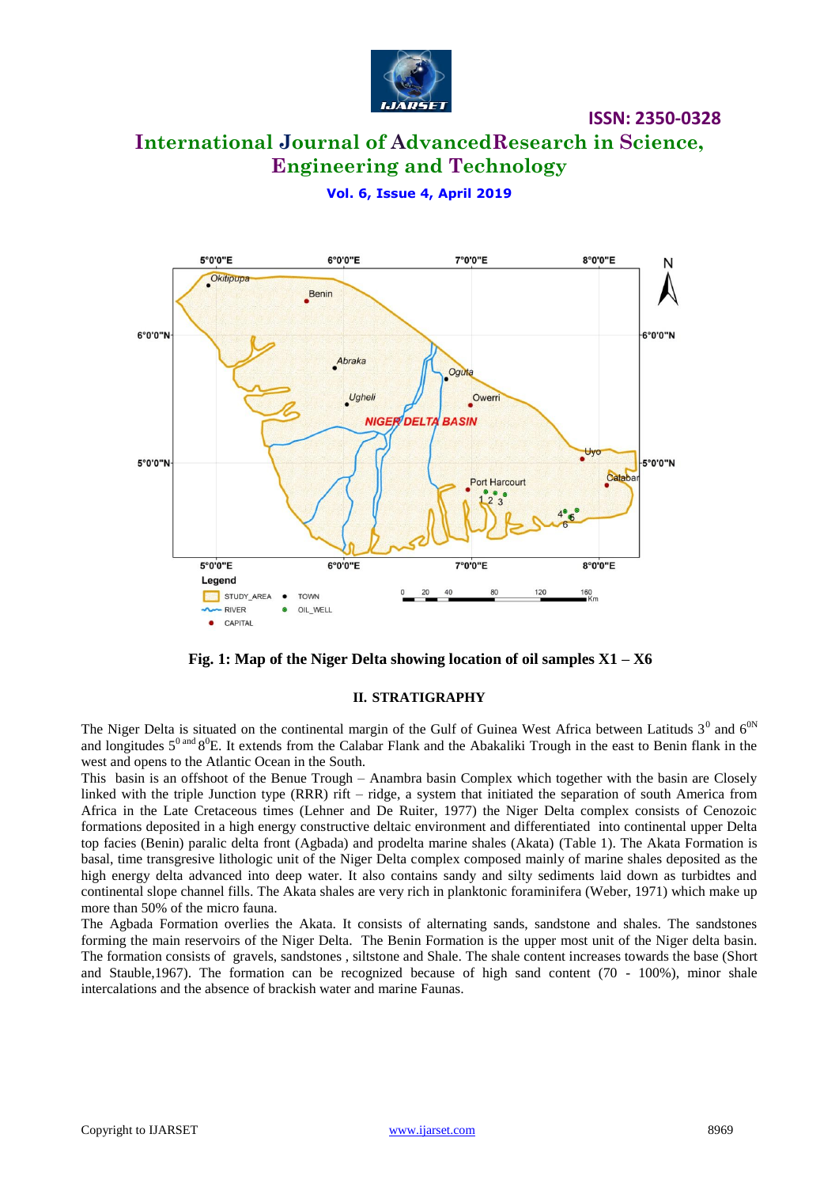Fig. 1: Map of the Niger Delta showing location of oil samples X1 – X6

## II. STRATIGRAPHY

The Niger Delta is situated on the continental margin of the Gulf of Guinea West Africa between Latituds $3^0$ and $6^{0N}$ and longitudes $5^{0 \text{ and }} 8^0$E. It extends from the Calabar Flank and the Abakaliki Trough in the east to Benin flank in the west and opens to the Atlantic Ocean in the South.

This basin is an offshoot of the Benue Trough – Anambra basin Complex which together with the basin are Closely linked with the triple Junction type (RRR) rift – ridge, a system that initiated the separation of south America from Africa in the Late Cretaceous times (Lehner and De Ruiter, 1977) the Niger Delta complex consists of Cenozoic formations deposited in a high energy constructive deltaic environment and differentiated into continental upper Delta top facies (Benin) paralic delta front (Agbada) and prodelta marine shales (Akata) (Table 1). The Akata Formation is basal, time transgresive lithologic unit of the Niger Delta complex composed mainly of marine shales deposited as the high energy delta advanced into deep water. It also contains sandy and silty sediments laid down as turbidtes and continental slope channel fills. The Akata shales are very rich in planktonic foraminifera (Weber, 1971) which make up more than 50% of the micro fauna.

The Agbada Formation overlies the Akata. It consists of alternating sands, sandstone and shales. The sandstones forming the main reservoirs of the Niger Delta. The Benin Formation is the upper most unit of the Niger delta basin. The formation consists of gravels, sandstones , siltstone and Shale. The shale content increases towards the base (Short and Stauble,1967). The formation can be recognized because of high sand content (70 - 100%), minor shale intercalations and the absence of brackish water and marine Faunas.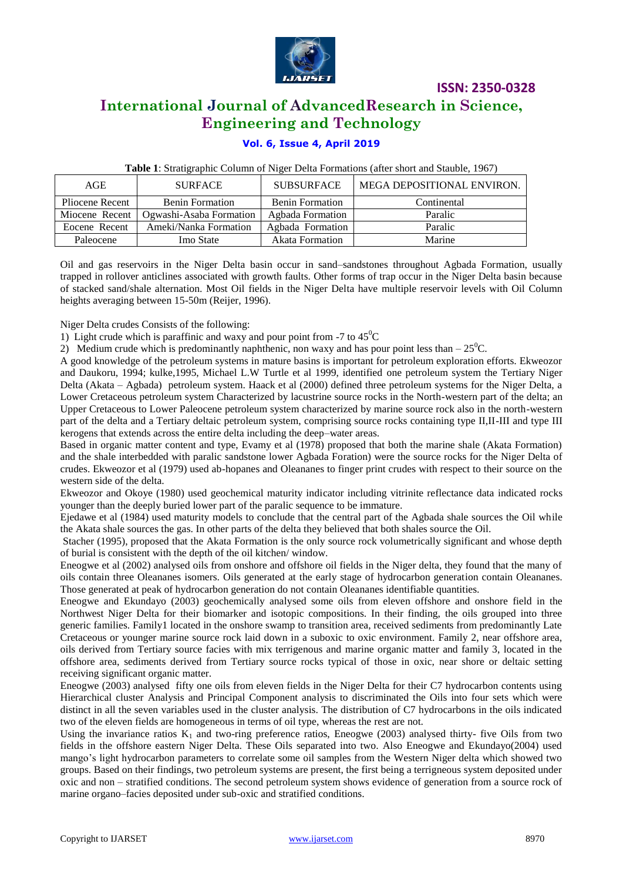**Table 1**: Stratigraphic Column of Niger Delta Formations (after short and Stauble, 1967)

| AGE | SURFACE | SUBSURFACE | MEGA DEPOSITIONAL ENVIRON. |
|---|---|---|---|
| Pliocene Recent | Benin Formation | Benin Formation | Continental |
| Miocene Recent | Ogwashi-Asaba Formation | Agbada Formation | Paralic |
| Eocene Recent | Ameki/Nanka Formation | Agbada Formation | Paralic |
| Paleocene | Imo State | Akata Formation | Marine |

Oil and gas reservoirs in the Niger Delta basin occur in sand–sandstones throughout Agbada Formation, usually trapped in rollover anticlines associated with growth faults. Other forms of trap occur in the Niger Delta basin because of stacked sand/shale alternation. Most Oil fields in the Niger Delta have multiple reservoir levels with Oil Column heights averaging between 15-50m (Reijer, 1996).

Niger Delta crudes Consists of the following:

1) Light crude which is paraffinic and waxy and pour point from -7 to 45$^0$C
2) Medium crude which is predominantly naphthenic, non waxy and has pour point less than – 25$^0$C.

A good knowledge of the petroleum systems in mature basins is important for petroleum exploration efforts. Ekweozor and Daukoru, 1994; kulke,1995, Michael L.W Turtle et al 1999, identified one petroleum system the Tertiary Niger Delta (Akata – Agbada) petroleum system. Haack et al (2000) defined three petroleum systems for the Niger Delta, a Lower Cretaceous petroleum system Characterized by lacustrine source rocks in the North-western part of the delta; an Upper Cretaceous to Lower Paleocene petroleum system characterized by marine source rock also in the north-western part of the delta and a Tertiary deltaic petroleum system, comprising source rocks containing type II,II-III and type III kerogens that extends across the entire delta including the deep–water areas.

Based in organic matter content and type, Evamy et al (1978) proposed that both the marine shale (Akata Formation) and the shale interbedded with paralic sandstone lower Agbada Foration) were the source rocks for the Niger Delta of crudes. Ekweozor et al (1979) used ab-hopanes and Oleananes to finger print crudes with respect to their source on the western side of the delta.

Ekweozor and Okoye (1980) used geochemical maturity indicator including vitrinite reflectance data indicated rocks younger than the deeply buried lower part of the paralic sequence to be immature.

Ejedawe et al (1984) used maturity models to conclude that the central part of the Agbada shale sources the Oil while the Akata shale sources the gas. In other parts of the delta they believed that both shales source the Oil.

Stacher (1995), proposed that the Akata Formation is the only source rock volumetrically significant and whose depth of burial is consistent with the depth of the oil kitchen/ window.

Eneogwe et al (2002) analysed oils from onshore and offshore oil fields in the Niger delta, they found that the many of oils contain three Oleananes isomers. Oils generated at the early stage of hydrocarbon generation contain Oleananes. Those generated at peak of hydrocarbon generation do not contain Oleananes identifiable quantities.

Eneogwe and Ekundayo (2003) geochemically analysed some oils from eleven offshore and onshore field in the Northwest Niger Delta for their biomarker and isotopic compositions. In their finding, the oils grouped into three generic families. Family1 located in the onshore swamp to transition area, received sediments from predominantly Late Cretaceous or younger marine source rock laid down in a suboxic to oxic environment. Family 2, near offshore area, oils derived from Tertiary source facies with mix terrigenous and marine organic matter and family 3, located in the offshore area, sediments derived from Tertiary source rocks typical of those in oxic, near shore or deltaic setting receiving significant organic matter.

Eneogwe (2003) analysed fifty one oils from eleven fields in the Niger Delta for their C7 hydrocarbon contents using Hierarchical cluster Analysis and Principal Component analysis to discriminated the Oils into four sets which were distinct in all the seven variables used in the cluster analysis. The distribution of C7 hydrocarbons in the oils indicated two of the eleven fields are homogeneous in terms of oil type, whereas the rest are not.

Using the invariance ratios $K_1$ and two-ring preference ratios, Eneogwe (2003) analysed thirty- five Oils from two fields in the offshore eastern Niger Delta. These Oils separated into two. Also Eneogwe and Ekundayo(2004) used mango's light hydrocarbon parameters to correlate some oil samples from the Western Niger delta which showed two groups. Based on their findings, two petroleum systems are present, the first being a terrigneous system deposited under oxic and non – stratified conditions. The second petroleum system shows evidence of generation from a source rock of marine organo–facies deposited under sub-oxic and stratified conditions.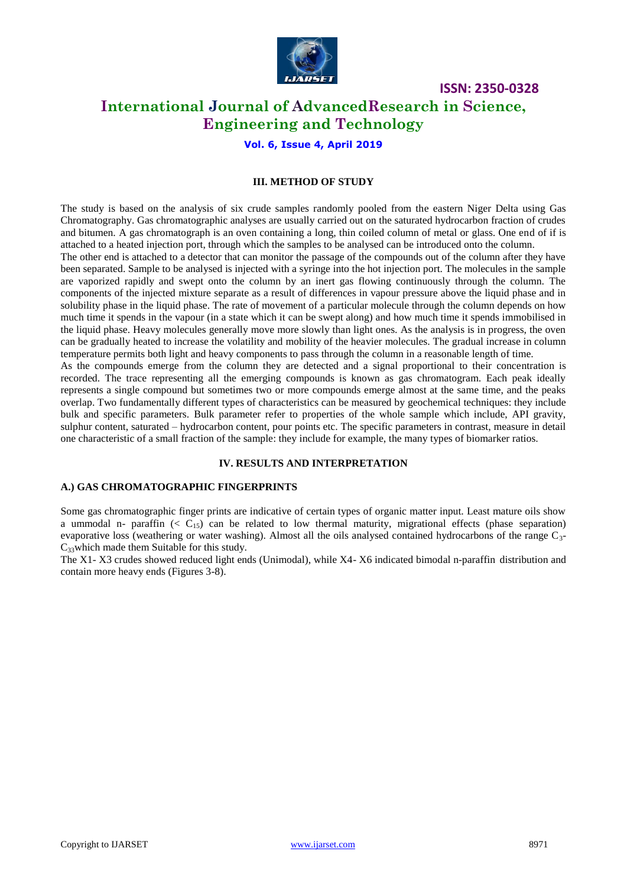### III. METHOD OF STUDY

The study is based on the analysis of six crude samples randomly pooled from the eastern Niger Delta using Gas Chromatography. Gas chromatographic analyses are usually carried out on the saturated hydrocarbon fraction of crudes and bitumen. A gas chromatograph is an oven containing a long, thin coiled column of metal or glass. One end of if is attached to a heated injection port, through which the samples to be analysed can be introduced onto the column.

The other end is attached to a detector that can monitor the passage of the compounds out of the column after they have been separated. Sample to be analysed is injected with a syringe into the hot injection port. The molecules in the sample are vaporized rapidly and swept onto the column by an inert gas flowing continuously through the column. The components of the injected mixture separate as a result of differences in vapour pressure above the liquid phase and in solubility phase in the liquid phase. The rate of movement of a particular molecule through the column depends on how much time it spends in the vapour (in a state which it can be swept along) and how much time it spends immobilised in the liquid phase. Heavy molecules generally move more slowly than light ones. As the analysis is in progress, the oven can be gradually heated to increase the volatility and mobility of the heavier molecules. The gradual increase in column temperature permits both light and heavy components to pass through the column in a reasonable length of time.

As the compounds emerge from the column they are detected and a signal proportional to their concentration is recorded. The trace representing all the emerging compounds is known as gas chromatogram. Each peak ideally represents a single compound but sometimes two or more compounds emerge almost at the same time, and the peaks overlap. Two fundamentally different types of characteristics can be measured by geochemical techniques: they include bulk and specific parameters. Bulk parameter refer to properties of the whole sample which include, API gravity, sulphur content, saturated – hydrocarbon content, pour points etc. The specific parameters in contrast, measure in detail one characteristic of a small fraction of the sample: they include for example, the many types of biomarker ratios.

### IV. RESULTS AND INTERPRETATION

#### A.) GAS CHROMATOGRAPHIC FINGERPRINTS

Some gas chromatographic finger prints are indicative of certain types of organic matter input. Least mature oils show a ummodal n- paraffin ($< C_{15}$) can be related to low thermal maturity, migrational effects (phase separation) evaporative loss (weathering or water washing). Almost all the oils analysed contained hydrocarbons of the range $C_3$-$C_{33}$which made them Suitable for this study.

The X1- X3 crudes showed reduced light ends (Unimodal), while X4- X6 indicated bimodal n-paraffin distribution and contain more heavy ends (Figures 3-8).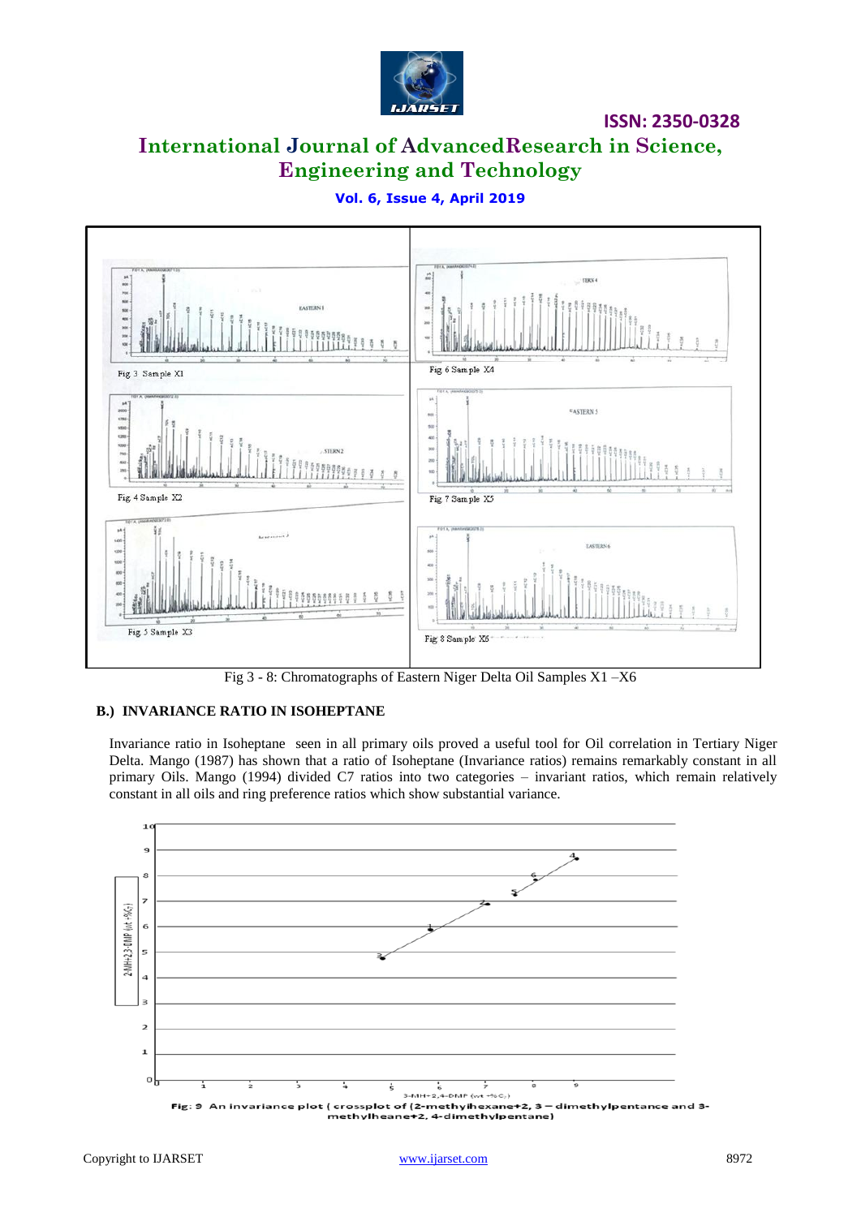Fig 3 Sample X1

Fig 4 Sample X2

Fig 5 Sample X3

Fig 6 Sample X4

Fig 7 Sample X5

Fig 8 Sample X6

Fig 3 - 8: Chromatographs of Eastern Niger Delta Oil Samples X1 –X6

### B.) INVARIANCE RATIO IN ISOHEPTANE

Invariance ratio in Isoheptane seen in all primary oils proved a useful tool for Oil correlation in Tertiary Niger Delta. Mango (1987) has shown that a ratio of Isoheptane (Invariance ratios) remains remarkably constant in all primary Oils. Mango (1994) divided C7 ratios into two categories – invariant ratios, which remain relatively constant in all oils and ring preference ratios which show substantial variance.

Fig: 9 An invariance plot ( crossplot of (2-methylhexane+2, 3 – dimethylpentance and 3-methylheane+2, 4-dimethylpentane)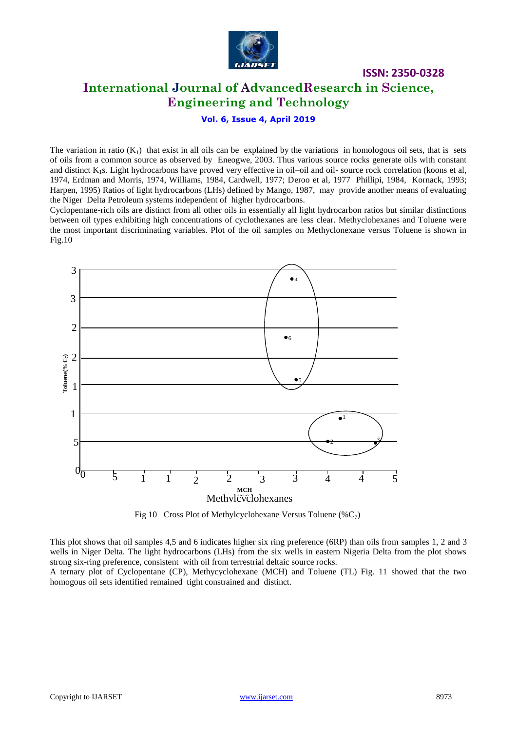The variation in ratio ($K_1$) that exist in all oils can be explained by the variations in homologous oil sets, that is sets of oils from a common source as observed by Eneogwe, 2003. Thus various source rocks generate oils with constant and distinct $K_1$s. Light hydrocarbons have proved very effective in oil–oil and oil- source rock correlation (koons et al, 1974, Erdman and Morris, 1974, Williams, 1984, Cardwell, 1977; Deroo et al, 1977 Phillipi, 1984, Kornack, 1993; Harpen, 1995) Ratios of light hydrocarbons (LHs) defined by Mango, 1987, may provide another means of evaluating the Niger Delta Petroleum systems independent of higher hydrocarbons.

Cyclopentane-rich oils are distinct from all other oils in essentially all light hydrocarbon ratios but similar distinctions between oil types exhibiting high concentrations of cyclothexanes are less clear. Methyclohexanes and Toluene were the most important discriminating variables. Plot of the oil samples on Methyclonexane versus Toluene is shown in Fig.10

Fig 10 Cross Plot of Methylcyclohexane Versus Toluene ($\%C_7$)

This plot shows that oil samples 4,5 and 6 indicates higher six ring preference (6RP) than oils from samples 1, 2 and 3 wells in Niger Delta. The light hydrocarbons (LHs) from the six wells in eastern Nigeria Delta from the plot shows strong six-ring preference, consistent with oil from terrestrial deltaic source rocks.

A ternary plot of Cyclopentane (CP), Methycyclohexane (MCH) and Toluene (TL) Fig. 11 showed that the two homogous oil sets identified remained tight constrained and distinct.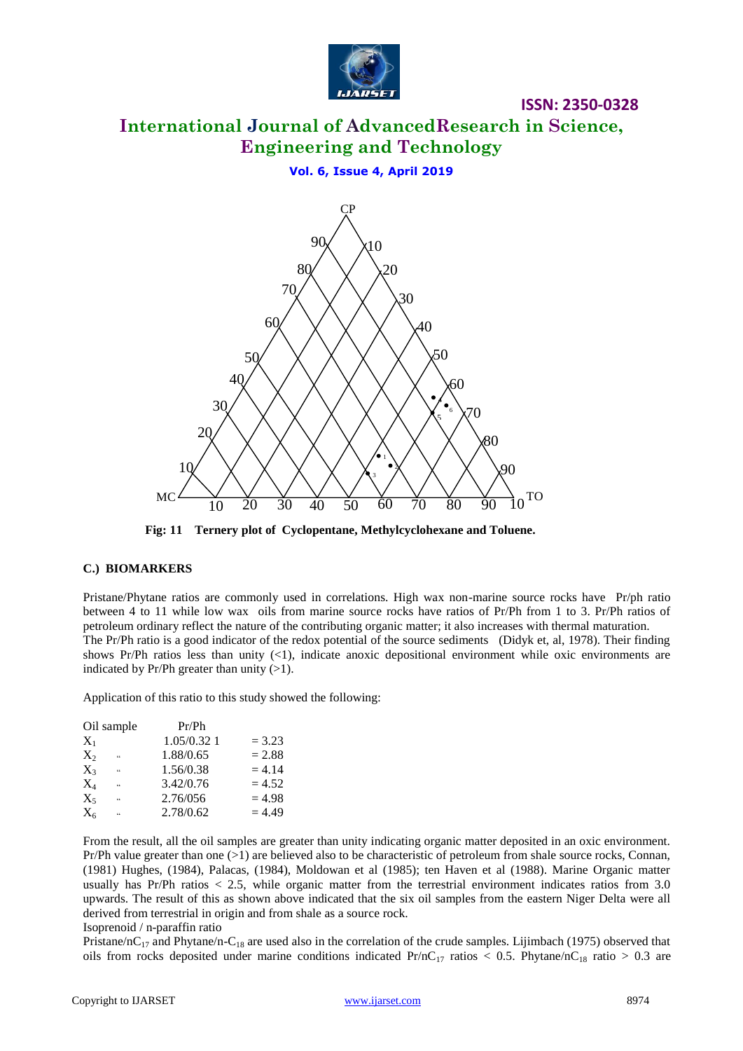Fig: 11 Ternery plot of Cyclopentane, Methylcyclohexane and Toluene.

### C.) BIOMARKERS

Pristane/Phytane ratios are commonly used in correlations. High wax non-marine source rocks have Pr/ph ratio between 4 to 11 while low wax oils from marine source rocks have ratios of Pr/Ph from 1 to 3. Pr/Ph ratios of petroleum ordinary reflect the nature of the contributing organic matter; it also increases with thermal maturation.

The Pr/Ph ratio is a good indicator of the redox potential of the source sediments (Didyk et, al, 1978). Their finding shows Pr/Ph ratios less than unity (<1), indicate anoxic depositional environment while oxic environments are indicated by Pr/Ph greater than unity (>1).

Application of this ratio to this study showed the following:

| Oil sample | | Pr/Ph | |
|---|---|---|---|
| $X_1$ | | 1.05/0.32 1 | = 3.23 |
| $X_2$ | " | 1.88/0.65 | = 2.88 |
| $X_3$ | " | 1.56/0.38 | = 4.14 |
| $X_4$ | " | 3.42/0.76 | = 4.52 |
| $X_5$ | " | 2.76/056 | = 4.98 |
| $X_6$ | " | 2.78/0.62 | = 4.49 |

From the result, all the oil samples are greater than unity indicating organic matter deposited in an oxic environment. Pr/Ph value greater than one (>1) are believed also to be characteristic of petroleum from shale source rocks, Connan, (1981) Hughes, (1984), Palacas, (1984), Moldowan et al (1985); ten Haven et al (1988). Marine Organic matter usually has Pr/Ph ratios < 2.5, while organic matter from the terrestrial environment indicates ratios from 3.0 upwards. The result of this as shown above indicated that the six oil samples from the eastern Niger Delta were all derived from terrestrial in origin and from shale as a source rock.

Isoprenoid / n-paraffin ratio

Pristane/$nC_{17}$ and Phytane/n-$C_{18}$ are used also in the correlation of the crude samples. Lijimbach (1975) observed that oils from rocks deposited under marine conditions indicated Pr/$nC_{17}$ ratios < 0.5. Phytane/$nC_{18}$ ratio > 0.3 are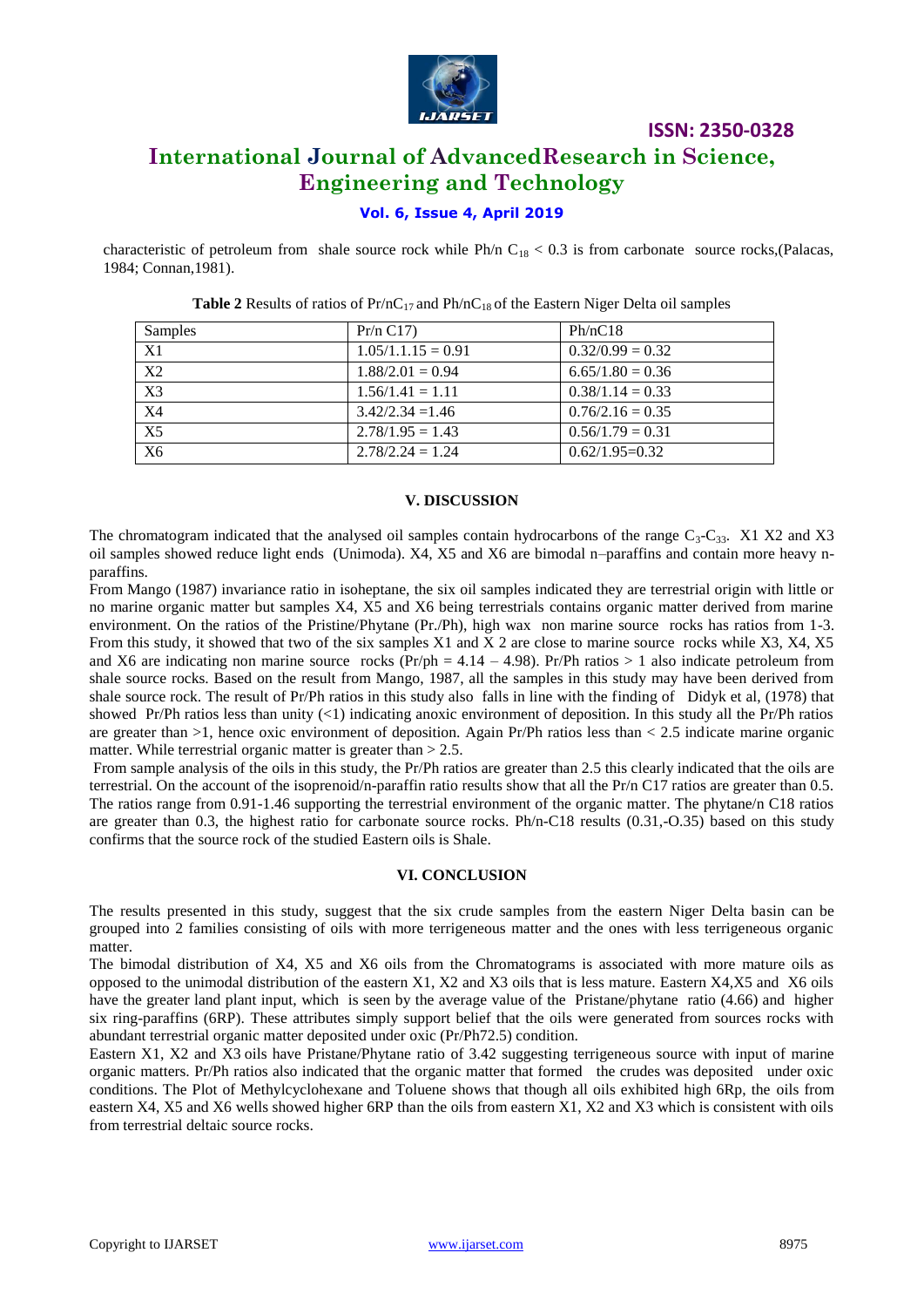characteristic of petroleum from shale source rock while Ph/n $C_{18}$ < 0.3 is from carbonate source rocks,(Palacas, 1984; Connan,1981).

**Table 2** Results of ratios of $Pr/nC_{17}$ and $Ph/nC_{18}$ of the Eastern Niger Delta oil samples

| Samples | Pr/n C17) | Ph/nC18 |
|---|---|---|
| X1 | 1.05/1.1.15 = 0.91 | 0.32/0.99 = 0.32 |
| X2 | 1.88/2.01 = 0.94 | 6.65/1.80 = 0.36 |
| X3 | 1.56/1.41 = 1.11 | 0.38/1.14 = 0.33 |
| X4 | 3.42/2.34 =1.46 | 0.76/2.16 = 0.35 |
| X5 | 2.78/1.95 = 1.43 | 0.56/1.79 = 0.31 |
| X6 | 2.78/2.24 = 1.24 | 0.62/1.95=0.32 |

## V. DISCUSSION

The chromatogram indicated that the analysed oil samples contain hydrocarbons of the range $C_3$-$C_{33}$. X1 X2 and X3 oil samples showed reduce light ends (Unimoda). X4, X5 and X6 are bimodal n–paraffins and contain more heavy n-paraffins.

From Mango (1987) invariance ratio in isoheptane, the six oil samples indicated they are terrestrial origin with little or no marine organic matter but samples X4, X5 and X6 being terrestrials contains organic matter derived from marine environment. On the ratios of the Pristine/Phytane (Pr./Ph), high wax non marine source rocks has ratios from 1-3. From this study, it showed that two of the six samples X1 and X 2 are close to marine source rocks while X3, X4, X5 and X6 are indicating non marine source rocks (Pr/ph = 4.14 – 4.98). Pr/Ph ratios > 1 also indicate petroleum from shale source rocks. Based on the result from Mango, 1987, all the samples in this study may have been derived from shale source rock. The result of Pr/Ph ratios in this study also falls in line with the finding of Didyk et al, (1978) that showed Pr/Ph ratios less than unity (<1) indicating anoxic environment of deposition. In this study all the Pr/Ph ratios are greater than >1, hence oxic environment of deposition. Again Pr/Ph ratios less than < 2.5 indicate marine organic matter. While terrestrial organic matter is greater than > 2.5.

From sample analysis of the oils in this study, the Pr/Ph ratios are greater than 2.5 this clearly indicated that the oils are terrestrial. On the account of the isoprenoid/n-paraffin ratio results show that all the Pr/n C17 ratios are greater than 0.5. The ratios range from 0.91-1.46 supporting the terrestrial environment of the organic matter. The phytane/n C18 ratios are greater than 0.3, the highest ratio for carbonate source rocks. Ph/n-C18 results (0.31,-O.35) based on this study confirms that the source rock of the studied Eastern oils is Shale.

## VI. CONCLUSION

The results presented in this study, suggest that the six crude samples from the eastern Niger Delta basin can be grouped into 2 families consisting of oils with more terrigeneous matter and the ones with less terrigeneous organic matter.

The bimodal distribution of X4, X5 and X6 oils from the Chromatograms is associated with more mature oils as opposed to the unimodal distribution of the eastern X1, X2 and X3 oils that is less mature. Eastern X4,X5 and X6 oils have the greater land plant input, which is seen by the average value of the Pristane/phytane ratio (4.66) and higher six ring-paraffins (6RP). These attributes simply support belief that the oils were generated from sources rocks with abundant terrestrial organic matter deposited under oxic (Pr/Ph72.5) condition.

Eastern X1, X2 and X3 oils have Pristane/Phytane ratio of 3.42 suggesting terrigeneous source with input of marine organic matters. Pr/Ph ratios also indicated that the organic matter that formed the crudes was deposited under oxic conditions. The Plot of Methylcyclohexane and Toluene shows that though all oils exhibited high 6Rp, the oils from eastern X4, X5 and X6 wells showed higher 6RP than the oils from eastern X1, X2 and X3 which is consistent with oils from terrestrial deltaic source rocks.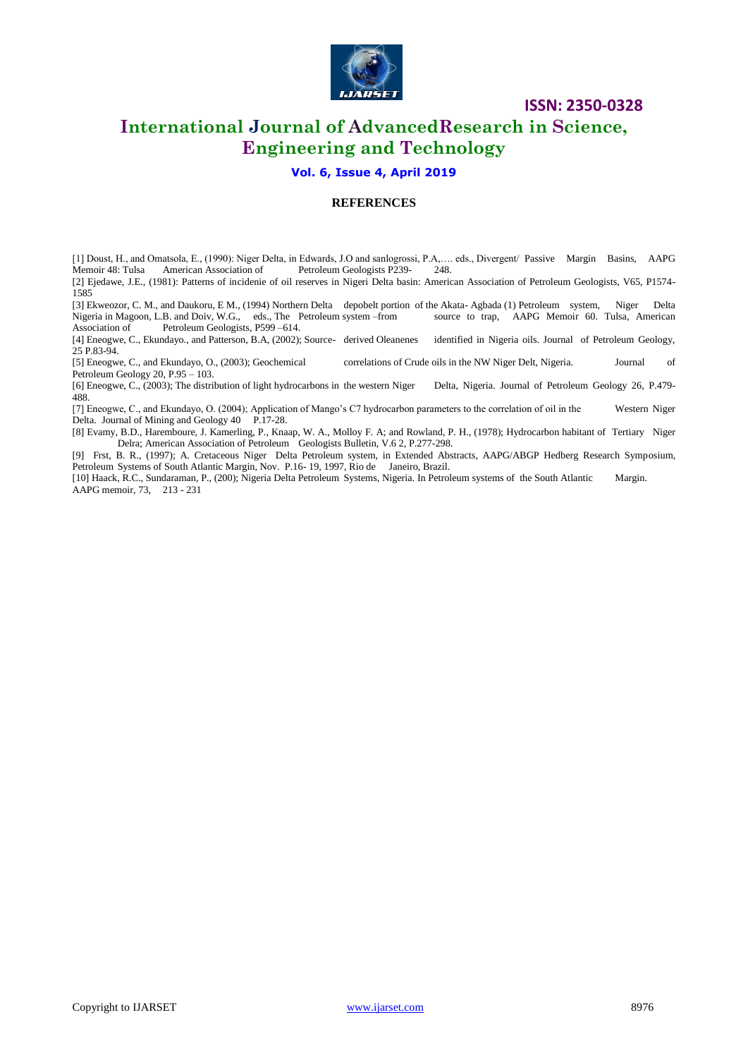### REFERENCES

[1] Doust, H., and Omatsola, E., (1990): Niger Delta, in Edwards, J.O and sanlogrossi, P.A,…. eds., Divergent/ Passive Margin Basins, AAPG Memoir 48: Tulsa American Association of Petroleum Geologists P239- 248.

[2] Ejedawe, J.E., (1981): Patterns of incidenie of oil reserves in Nigeri Delta basin: American Association of Petroleum Geologists, V65, P1574-1585

[3] Ekweozor, C. M., and Daukoru, E M., (1994) Northern Delta depobelt portion of the Akata- Agbada (1) Petroleum system, Niger Delta Nigeria in Magoon, L.B. and Doiv, W.G., eds., The Petroleum system –from source to trap, AAPG Memoir 60. Tulsa, American Association of Petroleum Geologists, P599 –614.

[4] Eneogwe, C., Ekundayo., and Patterson, B.A, (2002); Source- derived Oleanenes identified in Nigeria oils. Journal of Petroleum Geology, 25 P.83-94.

[5] Eneogwe, C., and Ekundayo, O., (2003); Geochemical correlations of Crude oils in the NW Niger Delt, Nigeria. Journal of Petroleum Geology 20, P.95 – 103.

[6] Eneogwe, C., (2003); The distribution of light hydrocarbons in the western Niger Delta, Nigeria. Journal of Petroleum Geology 26, P.479-488.

[7] Eneogwe, C., and Ekundayo, O. (2004); Application of Mango's C7 hydrocarbon parameters to the correlation of oil in the Western Niger Delta. Journal of Mining and Geology 40 P.17-28.

[8] Evamy, B.D., Haremboure, J. Kamerling, P., Knaap, W. A., Molloy F. A; and Rowland, P. H., (1978); Hydrocarbon habitant of Tertiary Niger Delra; American Association of Petroleum Geologists Bulletin, V.6 2, P.277-298.

[9] Frst, B. R., (1997); A. Cretaceous Niger Delta Petroleum system, in Extended Abstracts, AAPG/ABGP Hedberg Research Symposium, Petroleum Systems of South Atlantic Margin, Nov. P.16- 19, 1997, Rio de Janeiro, Brazil.

[10] Haack, R.C., Sundaraman, P., (200); Nigeria Delta Petroleum Systems, Nigeria. In Petroleum systems of the South Atlantic Margin. AAPG memoir, 73, 213 - 231